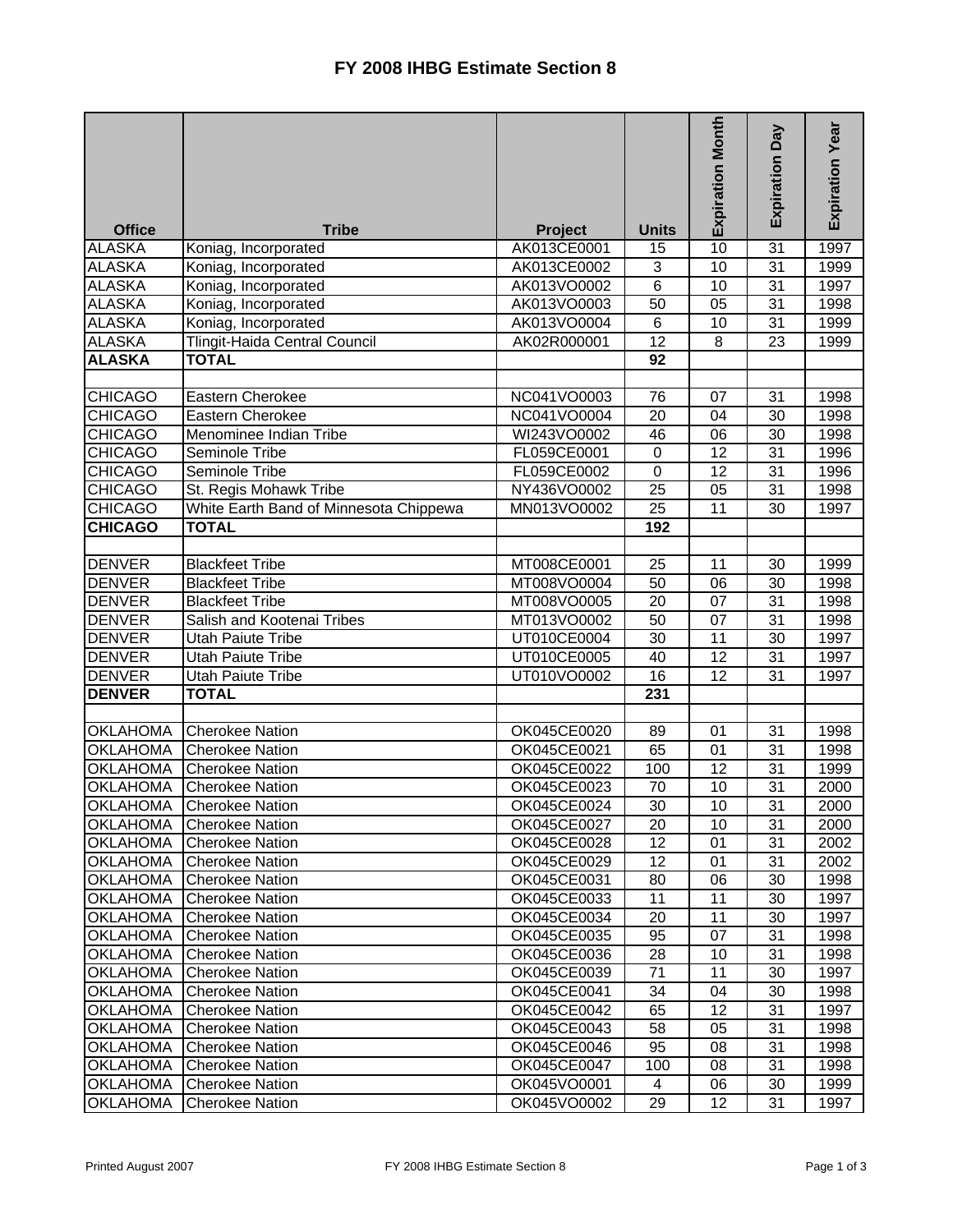# FY 2008 IHBG Estimate Section 8

| Office | Tribe | Project | Units | Expiration Month | Expiration Day | Expiration Year |
|---|---|---|---|---|---|---|
| ALASKA | Koniag, Incorporated | AK013CE0001 | 15 | 10 | 31 | 1997 |
| ALASKA | Koniag, Incorporated | AK013CE0002 | 3 | 10 | 31 | 1999 |
| ALASKA | Koniag, Incorporated | AK013VO0002 | 6 | 10 | 31 | 1997 |
| ALASKA | Koniag, Incorporated | AK013VO0003 | 50 | 05 | 31 | 1998 |
| ALASKA | Koniag, Incorporated | AK013VO0004 | 6 | 10 | 31 | 1999 |
| ALASKA | Tlingit-Haida Central Council | AK02R000001 | 12 | 8 | 23 | 1999 |
| **ALASKA** | **TOTAL** | | **92** | | | |
| | | | | | | |
| CHICAGO | Eastern Cherokee | NC041VO0003 | 76 | 07 | 31 | 1998 |
| CHICAGO | Eastern Cherokee | NC041VO0004 | 20 | 04 | 30 | 1998 |
| CHICAGO | Menominee Indian Tribe | WI243VO0002 | 46 | 06 | 30 | 1998 |
| CHICAGO | Seminole Tribe | FL059CE0001 | 0 | 12 | 31 | 1996 |
| CHICAGO | Seminole Tribe | FL059CE0002 | 0 | 12 | 31 | 1996 |
| CHICAGO | St. Regis Mohawk Tribe | NY436VO0002 | 25 | 05 | 31 | 1998 |
| CHICAGO | White Earth Band of Minnesota Chippewa | MN013VO0002 | 25 | 11 | 30 | 1997 |
| **CHICAGO** | **TOTAL** | | **192** | | | |
| | | | | | | |
| DENVER | Blackfeet Tribe | MT008CE0001 | 25 | 11 | 30 | 1999 |
| DENVER | Blackfeet Tribe | MT008VO0004 | 50 | 06 | 30 | 1998 |
| DENVER | Blackfeet Tribe | MT008VO0005 | 20 | 07 | 31 | 1998 |
| DENVER | Salish and Kootenai Tribes | MT013VO0002 | 50 | 07 | 31 | 1998 |
| DENVER | Utah Paiute Tribe | UT010CE0004 | 30 | 11 | 30 | 1997 |
| DENVER | Utah Paiute Tribe | UT010CE0005 | 40 | 12 | 31 | 1997 |
| DENVER | Utah Paiute Tribe | UT010VO0002 | 16 | 12 | 31 | 1997 |
| **DENVER** | **TOTAL** | | **231** | | | |
| | | | | | | |
| OKLAHOMA | Cherokee Nation | OK045CE0020 | 89 | 01 | 31 | 1998 |
| OKLAHOMA | Cherokee Nation | OK045CE0021 | 65 | 01 | 31 | 1998 |
| OKLAHOMA | Cherokee Nation | OK045CE0022 | 100 | 12 | 31 | 1999 |
| OKLAHOMA | Cherokee Nation | OK045CE0023 | 70 | 10 | 31 | 2000 |
| OKLAHOMA | Cherokee Nation | OK045CE0024 | 30 | 10 | 31 | 2000 |
| OKLAHOMA | Cherokee Nation | OK045CE0027 | 20 | 10 | 31 | 2000 |
| OKLAHOMA | Cherokee Nation | OK045CE0028 | 12 | 01 | 31 | 2002 |
| OKLAHOMA | Cherokee Nation | OK045CE0029 | 12 | 01 | 31 | 2002 |
| OKLAHOMA | Cherokee Nation | OK045CE0031 | 80 | 06 | 30 | 1998 |
| OKLAHOMA | Cherokee Nation | OK045CE0033 | 11 | 11 | 30 | 1997 |
| OKLAHOMA | Cherokee Nation | OK045CE0034 | 20 | 11 | 30 | 1997 |
| OKLAHOMA | Cherokee Nation | OK045CE0035 | 95 | 07 | 31 | 1998 |
| OKLAHOMA | Cherokee Nation | OK045CE0036 | 28 | 10 | 31 | 1998 |
| OKLAHOMA | Cherokee Nation | OK045CE0039 | 71 | 11 | 30 | 1997 |
| OKLAHOMA | Cherokee Nation | OK045CE0041 | 34 | 04 | 30 | 1998 |
| OKLAHOMA | Cherokee Nation | OK045CE0042 | 65 | 12 | 31 | 1997 |
| OKLAHOMA | Cherokee Nation | OK045CE0043 | 58 | 05 | 31 | 1998 |
| OKLAHOMA | Cherokee Nation | OK045CE0046 | 95 | 08 | 31 | 1998 |
| OKLAHOMA | Cherokee Nation | OK045CE0047 | 100 | 08 | 31 | 1998 |
| OKLAHOMA | Cherokee Nation | OK045VO0001 | 4 | 06 | 30 | 1999 |
| OKLAHOMA | Cherokee Nation | OK045VO0002 | 29 | 12 | 31 | 1997 |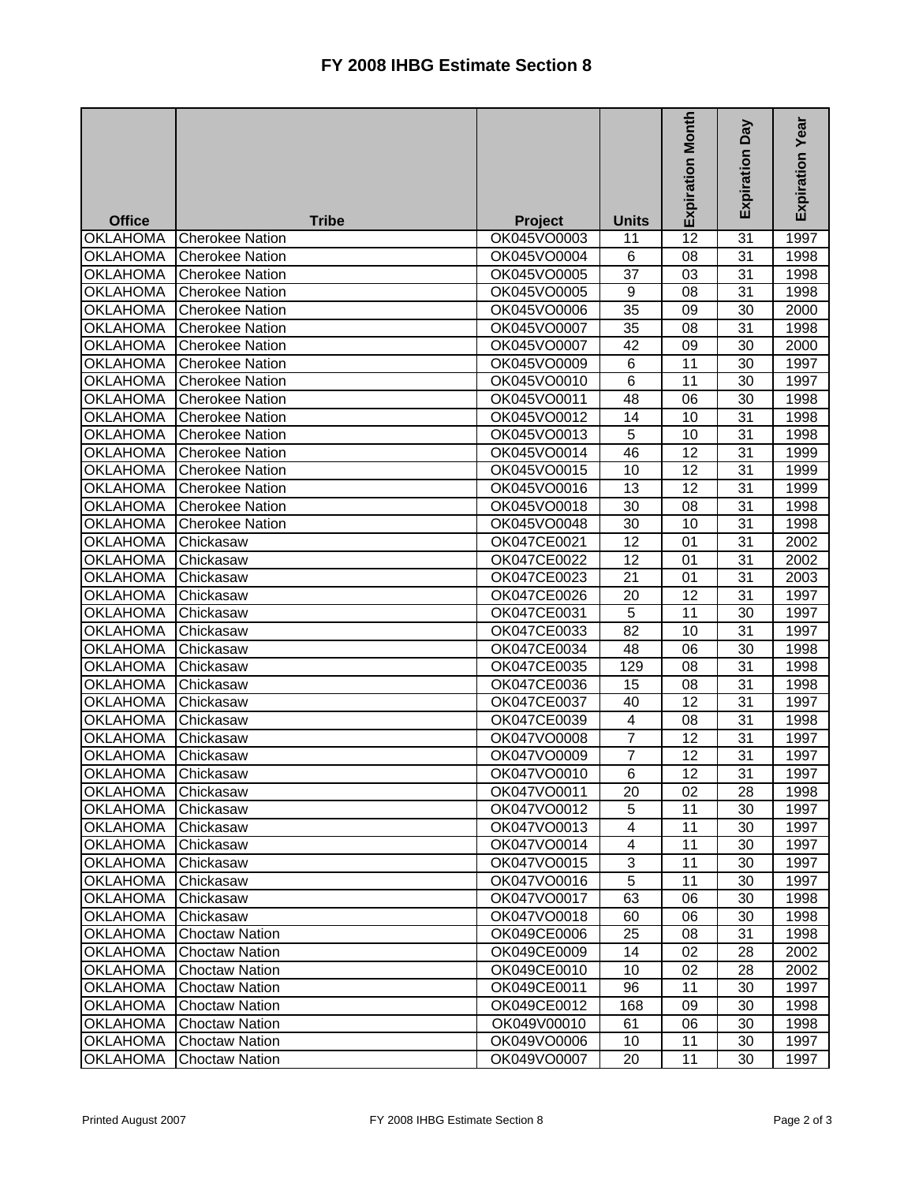# FY 2008 IHBG Estimate Section 8

| Office | Tribe | Project | Units | Expiration Month | Expiration Day | Expiration Year |
|---|---|---|---|---|---|---|
| OKLAHOMA | Cherokee Nation | OK045VO0003 | 11 | 12 | 31 | 1997 |
| OKLAHOMA | Cherokee Nation | OK045VO0004 | 6 | 08 | 31 | 1998 |
| OKLAHOMA | Cherokee Nation | OK045VO0005 | 37 | 03 | 31 | 1998 |
| OKLAHOMA | Cherokee Nation | OK045VO0005 | 9 | 08 | 31 | 1998 |
| OKLAHOMA | Cherokee Nation | OK045VO0006 | 35 | 09 | 30 | 2000 |
| OKLAHOMA | Cherokee Nation | OK045VO0007 | 35 | 08 | 31 | 1998 |
| OKLAHOMA | Cherokee Nation | OK045VO0007 | 42 | 09 | 30 | 2000 |
| OKLAHOMA | Cherokee Nation | OK045VO0009 | 6 | 11 | 30 | 1997 |
| OKLAHOMA | Cherokee Nation | OK045VO0010 | 6 | 11 | 30 | 1997 |
| OKLAHOMA | Cherokee Nation | OK045VO0011 | 48 | 06 | 30 | 1998 |
| OKLAHOMA | Cherokee Nation | OK045VO0012 | 14 | 10 | 31 | 1998 |
| OKLAHOMA | Cherokee Nation | OK045VO0013 | 5 | 10 | 31 | 1998 |
| OKLAHOMA | Cherokee Nation | OK045VO0014 | 46 | 12 | 31 | 1999 |
| OKLAHOMA | Cherokee Nation | OK045VO0015 | 10 | 12 | 31 | 1999 |
| OKLAHOMA | Cherokee Nation | OK045VO0016 | 13 | 12 | 31 | 1999 |
| OKLAHOMA | Cherokee Nation | OK045VO0018 | 30 | 08 | 31 | 1998 |
| OKLAHOMA | Cherokee Nation | OK045VO0048 | 30 | 10 | 31 | 1998 |
| OKLAHOMA | Chickasaw | OK047CE0021 | 12 | 01 | 31 | 2002 |
| OKLAHOMA | Chickasaw | OK047CE0022 | 12 | 01 | 31 | 2002 |
| OKLAHOMA | Chickasaw | OK047CE0023 | 21 | 01 | 31 | 2003 |
| OKLAHOMA | Chickasaw | OK047CE0026 | 20 | 12 | 31 | 1997 |
| OKLAHOMA | Chickasaw | OK047CE0031 | 5 | 11 | 30 | 1997 |
| OKLAHOMA | Chickasaw | OK047CE0033 | 82 | 10 | 31 | 1997 |
| OKLAHOMA | Chickasaw | OK047CE0034 | 48 | 06 | 30 | 1998 |
| OKLAHOMA | Chickasaw | OK047CE0035 | 129 | 08 | 31 | 1998 |
| OKLAHOMA | Chickasaw | OK047CE0036 | 15 | 08 | 31 | 1998 |
| OKLAHOMA | Chickasaw | OK047CE0037 | 40 | 12 | 31 | 1997 |
| OKLAHOMA | Chickasaw | OK047CE0039 | 4 | 08 | 31 | 1998 |
| OKLAHOMA | Chickasaw | OK047VO0008 | 7 | 12 | 31 | 1997 |
| OKLAHOMA | Chickasaw | OK047VO0009 | 7 | 12 | 31 | 1997 |
| OKLAHOMA | Chickasaw | OK047VO0010 | 6 | 12 | 31 | 1997 |
| OKLAHOMA | Chickasaw | OK047VO0011 | 20 | 02 | 28 | 1998 |
| OKLAHOMA | Chickasaw | OK047VO0012 | 5 | 11 | 30 | 1997 |
| OKLAHOMA | Chickasaw | OK047VO0013 | 4 | 11 | 30 | 1997 |
| OKLAHOMA | Chickasaw | OK047VO0014 | 4 | 11 | 30 | 1997 |
| OKLAHOMA | Chickasaw | OK047VO0015 | 3 | 11 | 30 | 1997 |
| OKLAHOMA | Chickasaw | OK047VO0016 | 5 | 11 | 30 | 1997 |
| OKLAHOMA | Chickasaw | OK047VO0017 | 63 | 06 | 30 | 1998 |
| OKLAHOMA | Chickasaw | OK047VO0018 | 60 | 06 | 30 | 1998 |
| OKLAHOMA | Choctaw Nation | OK049CE0006 | 25 | 08 | 31 | 1998 |
| OKLAHOMA | Choctaw Nation | OK049CE0009 | 14 | 02 | 28 | 2002 |
| OKLAHOMA | Choctaw Nation | OK049CE0010 | 10 | 02 | 28 | 2002 |
| OKLAHOMA | Choctaw Nation | OK049CE0011 | 96 | 11 | 30 | 1997 |
| OKLAHOMA | Choctaw Nation | OK049CE0012 | 168 | 09 | 30 | 1998 |
| OKLAHOMA | Choctaw Nation | OK049V00010 | 61 | 06 | 30 | 1998 |
| OKLAHOMA | Choctaw Nation | OK049VO0006 | 10 | 11 | 30 | 1997 |
| OKLAHOMA | Choctaw Nation | OK049VO0007 | 20 | 11 | 30 | 1997 |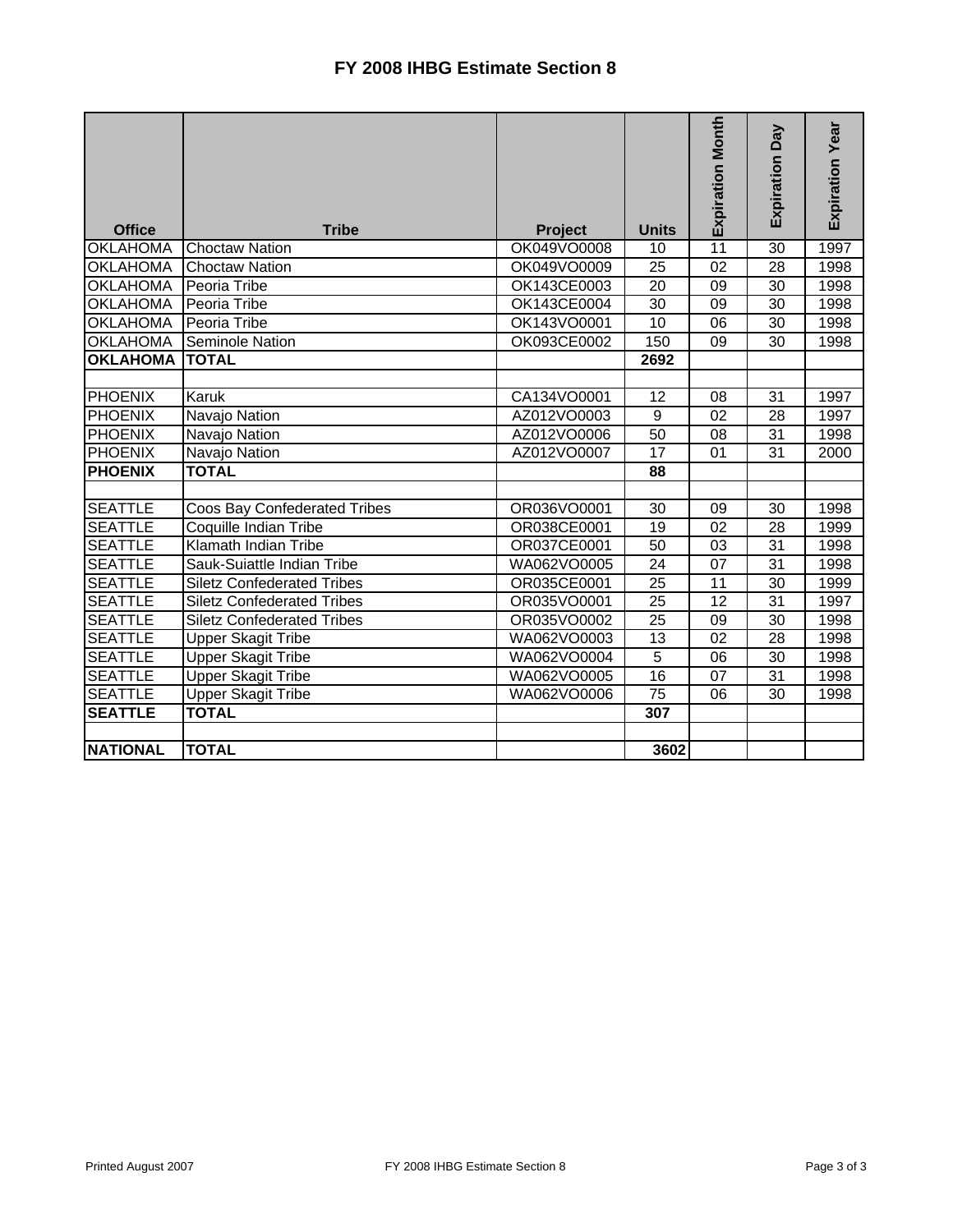# FY 2008 IHBG Estimate Section 8

| Office | Tribe | Project | Units | Expiration Month | Expiration Day | Expiration Year |
|---|---|---|---|---|---|---|
| OKLAHOMA | Choctaw Nation | OK049VO0008 | 10 | 11 | 30 | 1997 |
| OKLAHOMA | Choctaw Nation | OK049VO0009 | 25 | 02 | 28 | 1998 |
| OKLAHOMA | Peoria Tribe | OK143CE0003 | 20 | 09 | 30 | 1998 |
| OKLAHOMA | Peoria Tribe | OK143CE0004 | 30 | 09 | 30 | 1998 |
| OKLAHOMA | Peoria Tribe | OK143VO0001 | 10 | 06 | 30 | 1998 |
| OKLAHOMA | Seminole Nation | OK093CE0002 | 150 | 09 | 30 | 1998 |
| **OKLAHOMA** | **TOTAL** | | **2692** | | | |
| | | | | | | |
| PHOENIX | Karuk | CA134VO0001 | 12 | 08 | 31 | 1997 |
| PHOENIX | Navajo Nation | AZ012VO0003 | 9 | 02 | 28 | 1997 |
| PHOENIX | Navajo Nation | AZ012VO0006 | 50 | 08 | 31 | 1998 |
| PHOENIX | Navajo Nation | AZ012VO0007 | 17 | 01 | 31 | 2000 |
| **PHOENIX** | **TOTAL** | | **88** | | | |
| | | | | | | |
| SEATTLE | Coos Bay Confederated Tribes | OR036VO0001 | 30 | 09 | 30 | 1998 |
| SEATTLE | Coquille Indian Tribe | OR038CE0001 | 19 | 02 | 28 | 1999 |
| SEATTLE | Klamath Indian Tribe | OR037CE0001 | 50 | 03 | 31 | 1998 |
| SEATTLE | Sauk-Suiattle Indian Tribe | WA062VO0005 | 24 | 07 | 31 | 1998 |
| SEATTLE | Siletz Confederated Tribes | OR035CE0001 | 25 | 11 | 30 | 1999 |
| SEATTLE | Siletz Confederated Tribes | OR035VO0001 | 25 | 12 | 31 | 1997 |
| SEATTLE | Siletz Confederated Tribes | OR035VO0002 | 25 | 09 | 30 | 1998 |
| SEATTLE | Upper Skagit Tribe | WA062VO0003 | 13 | 02 | 28 | 1998 |
| SEATTLE | Upper Skagit Tribe | WA062VO0004 | 5 | 06 | 30 | 1998 |
| SEATTLE | Upper Skagit Tribe | WA062VO0005 | 16 | 07 | 31 | 1998 |
| SEATTLE | Upper Skagit Tribe | WA062VO0006 | 75 | 06 | 30 | 1998 |
| **SEATTLE** | **TOTAL** | | **307** | | | |
| | | | | | | |
| **NATIONAL** | **TOTAL** | | **3602** | | | |

Printed August 2007